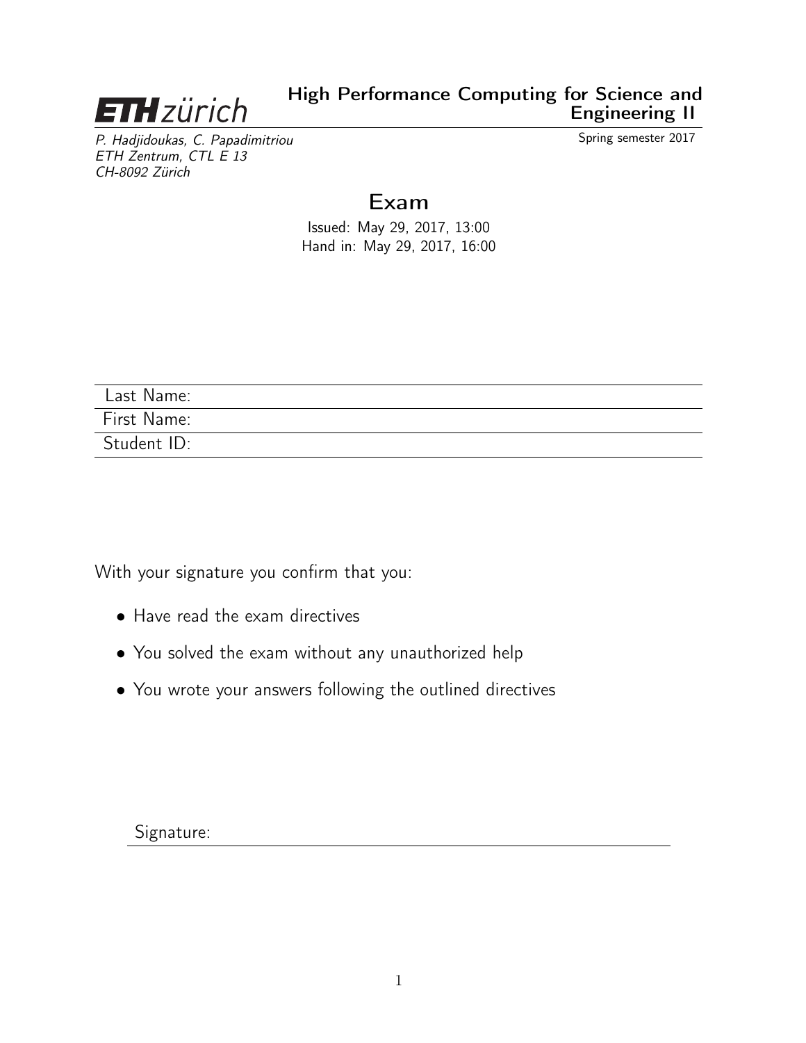ETH zürich

# High Performance Computing for Science and Engineering II

*P. Hadjidoukas, C. Papadimitriou*
*ETH Zentrum, CTL E 13*
*CH-8092 Zürich*

Spring semester 2017

## Exam

Issued: May 29, 2017, 13:00
Hand in: May 29, 2017, 16:00

| Last Name: | |
|---|---|
| First Name: | |
| Student ID: | |

With your signature you confirm that you:

- Have read the exam directives
- You solved the exam without any unauthorized help
- You wrote your answers following the outlined directives

Signature: ______________________________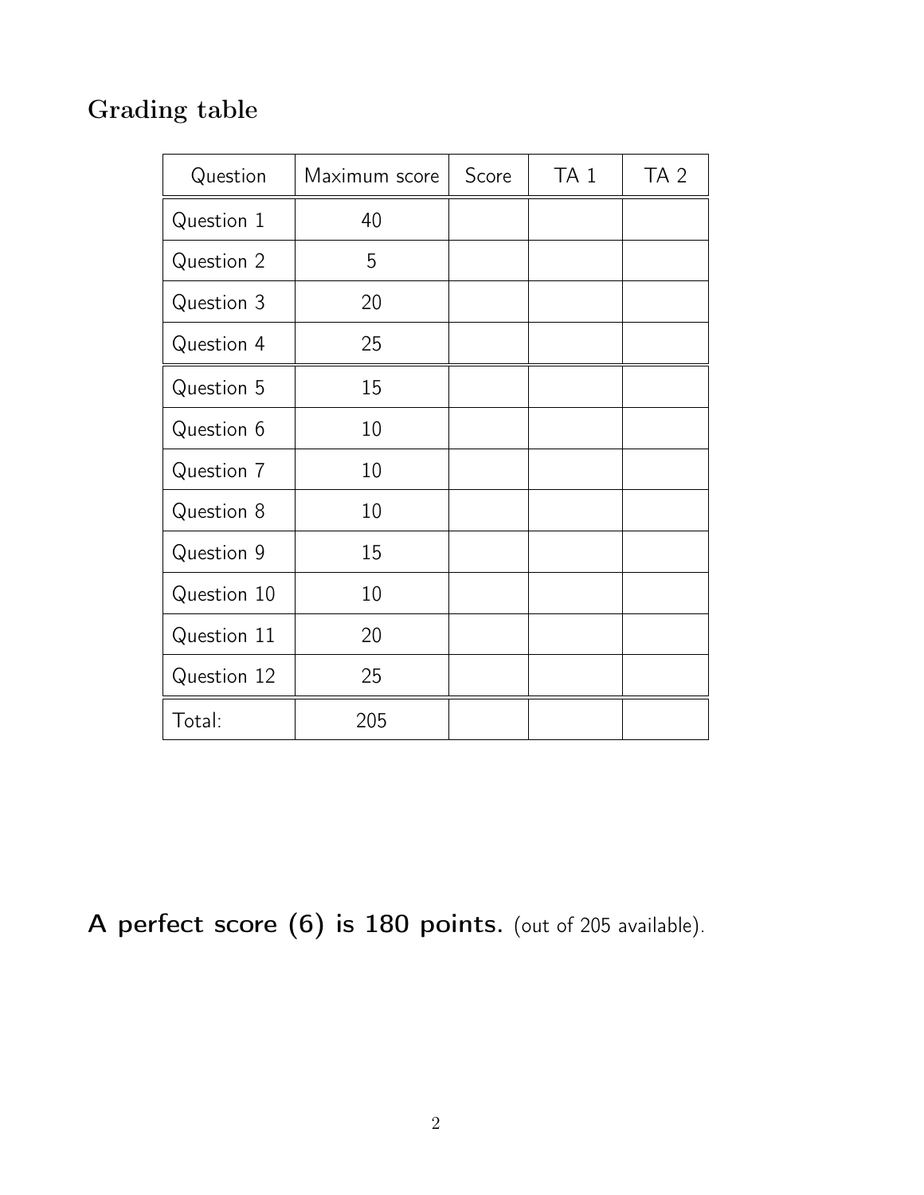## Grading table

| Question | Maximum score | Score | TA 1 | TA 2 |
|---|---|---|---|---|
| Question 1 | 40 | | | |
| Question 2 | 5 | | | |
| Question 3 | 20 | | | |
| Question 4 | 25 | | | |
| Question 5 | 15 | | | |
| Question 6 | 10 | | | |
| Question 7 | 10 | | | |
| Question 8 | 10 | | | |
| Question 9 | 15 | | | |
| Question 10 | 10 | | | |
| Question 11 | 20 | | | |
| Question 12 | 25 | | | |
| Total: | 205 | | | |

**A perfect score (6) is 180 points.** (out of 205 available).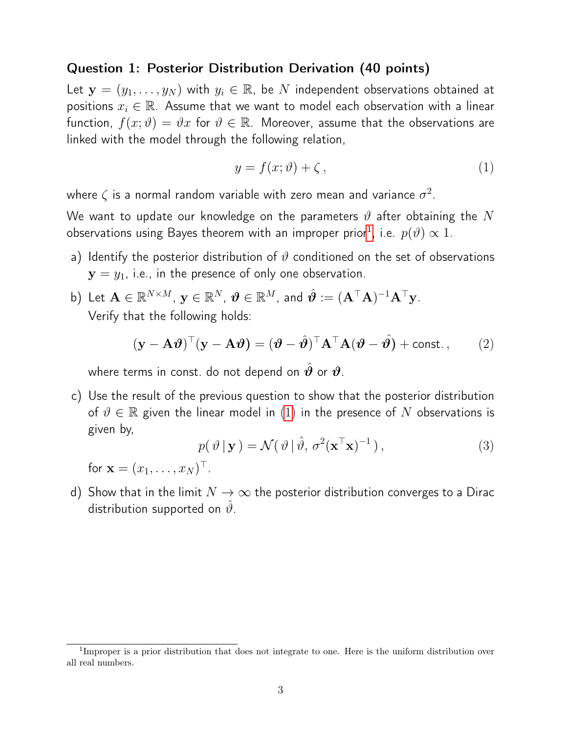### Question 1: Posterior Distribution Derivation (40 points)

Let $\mathbf{y} = (y_1, \ldots, y_N)$ with $y_i \in \mathbb{R}$, be $N$ independent observations obtained at positions $x_i \in \mathbb{R}$. Assume that we want to model each observation with a linear function, $f(x; \vartheta) = \vartheta x$ for $\vartheta \in \mathbb{R}$. Moreover, assume that the observations are linked with the model through the following relation,

$$y = f(x; \vartheta) + \zeta\,, \tag{1}$$

where $\zeta$ is a normal random variable with zero mean and variance $\sigma^2$.

We want to update our knowledge on the parameters $\vartheta$ after obtaining the $N$ observations using Bayes theorem with an improper prior[1], i.e. $p(\vartheta) \propto 1$.

a) Identify the posterior distribution of $\vartheta$ conditioned on the set of observations $\mathbf{y} = y_1$, i.e., in the presence of only one observation.

b) Let $\mathbf{A} \in \mathbb{R}^{N \times M}$, $\mathbf{y} \in \mathbb{R}^N$, $\boldsymbol{\vartheta} \in \mathbb{R}^M$, and $\hat{\boldsymbol{\vartheta}} := (\mathbf{A}^\top \mathbf{A})^{-1} \mathbf{A}^\top \mathbf{y}$.
Verify that the following holds:

$$(\mathbf{y} - \mathbf{A}\boldsymbol{\vartheta})^\top (\mathbf{y} - \mathbf{A}\boldsymbol{\vartheta}) = (\boldsymbol{\vartheta} - \hat{\boldsymbol{\vartheta}})^\top \mathbf{A}^\top \mathbf{A} (\boldsymbol{\vartheta} - \hat{\boldsymbol{\vartheta}}) + \text{const.}\,, \tag{2}$$

where terms in const. do not depend on $\hat{\boldsymbol{\vartheta}}$ or $\boldsymbol{\vartheta}$.

c) Use the result of the previous question to show that the posterior distribution of $\vartheta \in \mathbb{R}$ given the linear model in (1) in the presence of $N$ observations is given by,

$$p(\,\vartheta \,|\, \mathbf{y}\,) = \mathcal{N}(\,\vartheta \,|\, \hat{\vartheta},\, \sigma^2 (\mathbf{x}^\top \mathbf{x})^{-1}\,)\,, \tag{3}$$

for $\mathbf{x} = (x_1, \ldots, x_N)^\top$.

d) Show that in the limit $N \to \infty$ the posterior distribution converges to a Dirac distribution supported on $\hat{\vartheta}$.

---

[1] Improper is a prior distribution that does not integrate to one. Here is the uniform distribution over all real numbers.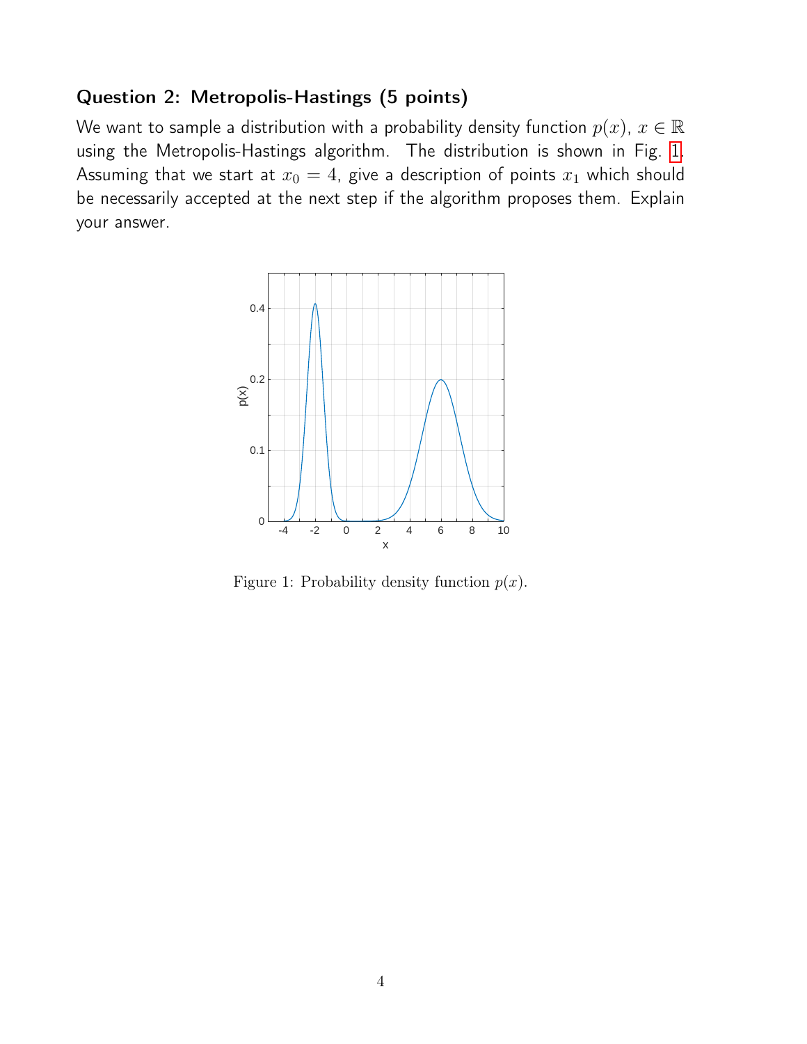## Question 2: Metropolis-Hastings (5 points)

We want to sample a distribution with a probability density function $p(x)$, $x \in \mathbb{R}$ using the Metropolis-Hastings algorithm. The distribution is shown in Fig. 1. Assuming that we start at $x_0 = 4$, give a description of points $x_1$ which should be necessarily accepted at the next step if the algorithm proposes them. Explain your answer.

Figure 1: Probability density function $p(x)$.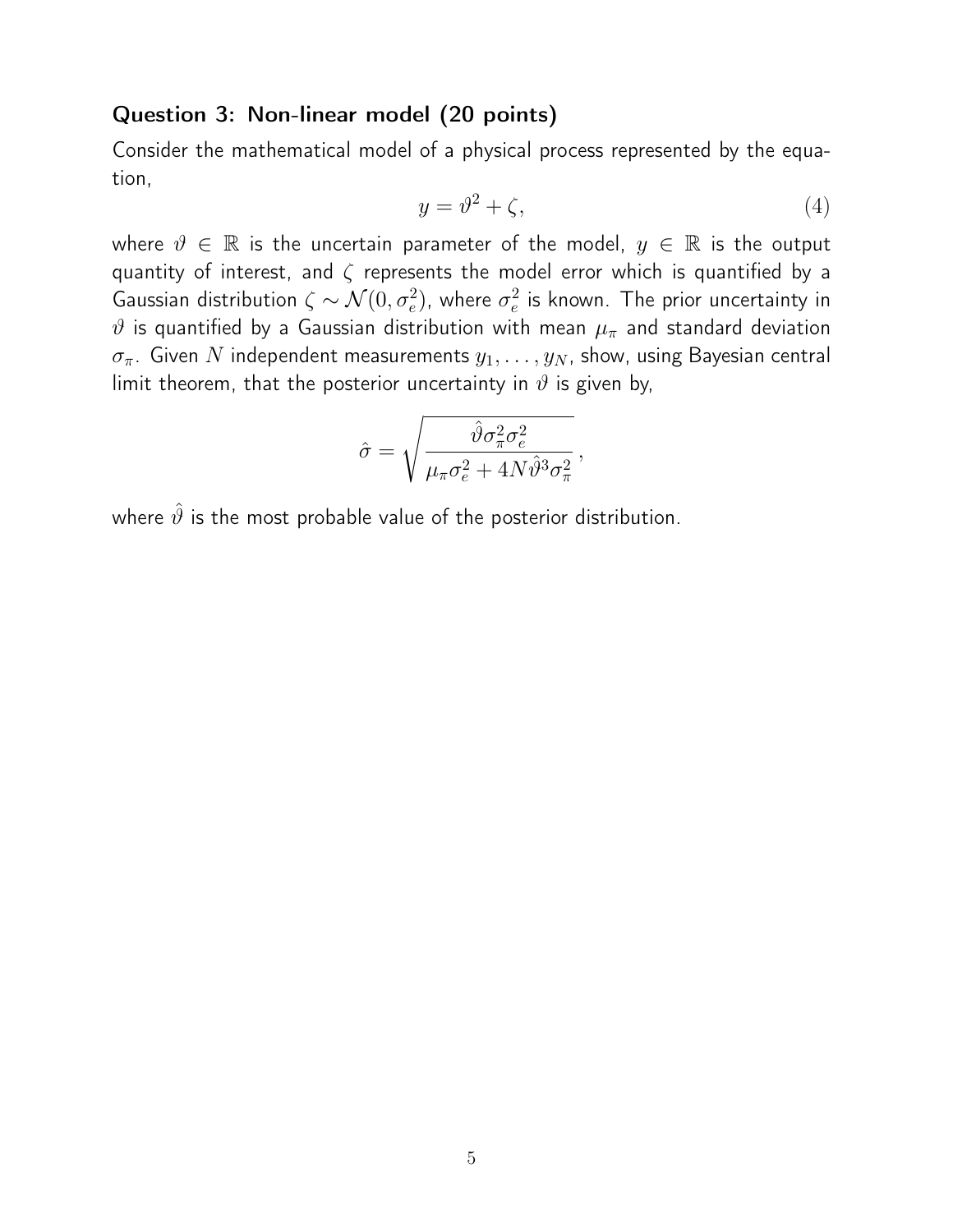### Question 3: Non-linear model (20 points)

Consider the mathematical model of a physical process represented by the equation,

$$y = \vartheta^2 + \zeta, \tag{4}$$

where $\vartheta \in \mathbb{R}$ is the uncertain parameter of the model, $y \in \mathbb{R}$ is the output quantity of interest, and $\zeta$ represents the model error which is quantified by a Gaussian distribution $\zeta \sim \mathcal{N}(0, \sigma_e^2)$, where $\sigma_e^2$ is known. The prior uncertainty in $\vartheta$ is quantified by a Gaussian distribution with mean $\mu_\pi$ and standard deviation $\sigma_\pi$. Given $N$ independent measurements $y_1, \ldots, y_N$, show, using Bayesian central limit theorem, that the posterior uncertainty in $\vartheta$ is given by,

$$\hat{\sigma} = \sqrt{\frac{\hat{\vartheta}\sigma_\pi^2\sigma_e^2}{\mu_\pi\sigma_e^2 + 4N\hat{\vartheta}^3\sigma_\pi^2}},$$

where $\hat{\vartheta}$ is the most probable value of the posterior distribution.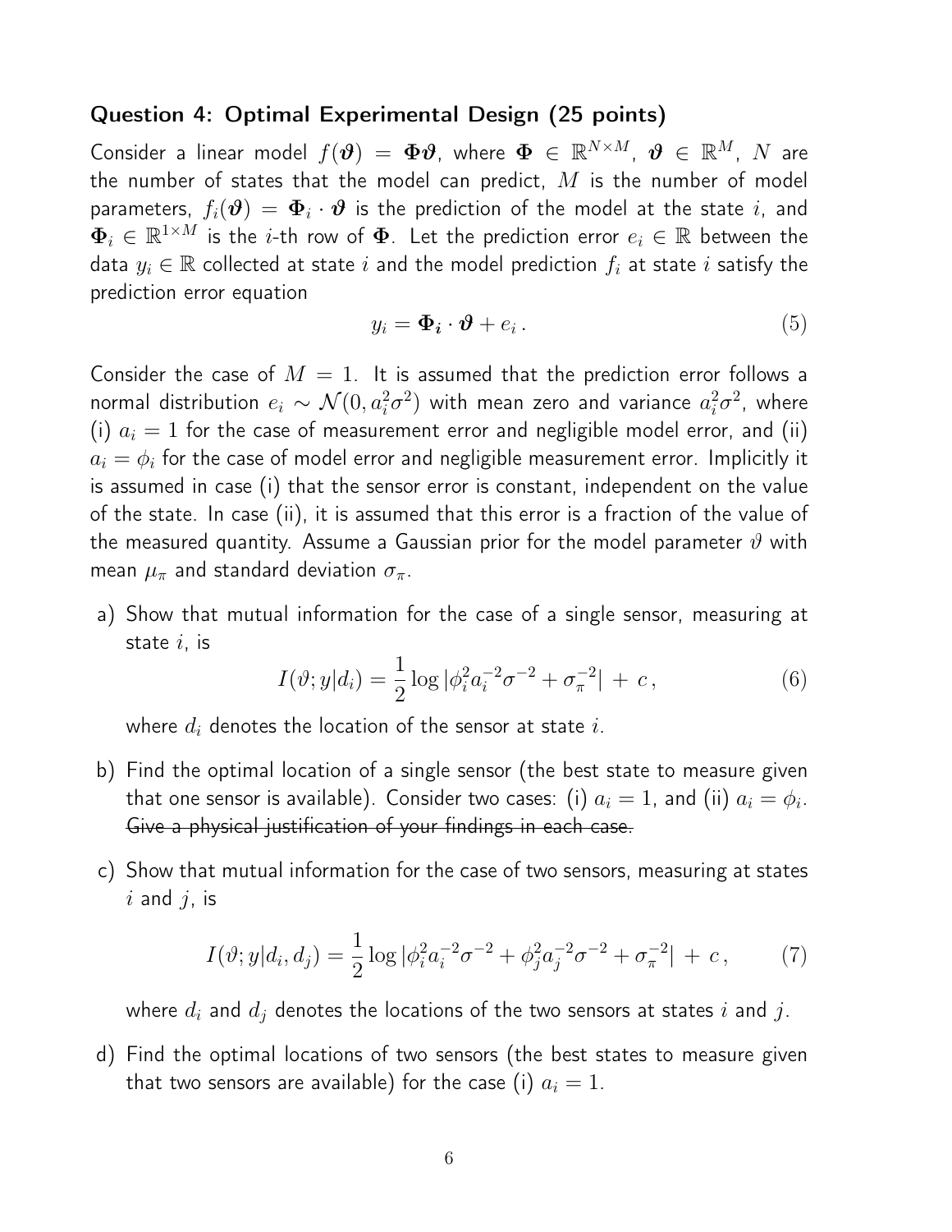### Question 4: Optimal Experimental Design (25 points)

Consider a linear model $f(\boldsymbol{\vartheta}) = \boldsymbol{\Phi}\boldsymbol{\vartheta}$, where $\boldsymbol{\Phi} \in \mathbb{R}^{N \times M}$, $\boldsymbol{\vartheta} \in \mathbb{R}^{M}$, $N$ are the number of states that the model can predict, $M$ is the number of model parameters, $f_i(\boldsymbol{\vartheta}) = \boldsymbol{\Phi}_i \cdot \boldsymbol{\vartheta}$ is the prediction of the model at the state $i$, and $\boldsymbol{\Phi}_i \in \mathbb{R}^{1 \times M}$ is the $i$-th row of $\boldsymbol{\Phi}$. Let the prediction error $e_i \in \mathbb{R}$ between the data $y_i \in \mathbb{R}$ collected at state $i$ and the model prediction $f_i$ at state $i$ satisfy the prediction error equation

$$y_i = \boldsymbol{\Phi_i} \cdot \boldsymbol{\vartheta} + e_i \,. \tag{5}$$

Consider the case of $M = 1$. It is assumed that the prediction error follows a normal distribution $e_i \sim \mathcal{N}(0, a_i^2 \sigma^2)$ with mean zero and variance $a_i^2 \sigma^2$, where (i) $a_i = 1$ for the case of measurement error and negligible model error, and (ii) $a_i = \phi_i$ for the case of model error and negligible measurement error. Implicitly it is assumed in case (i) that the sensor error is constant, independent on the value of the state. In case (ii), it is assumed that this error is a fraction of the value of the measured quantity. Assume a Gaussian prior for the model parameter $\vartheta$ with mean $\mu_\pi$ and standard deviation $\sigma_\pi$.

a) Show that mutual information for the case of a single sensor, measuring at state $i$, is

$$I(\vartheta; y|d_i) = \frac{1}{2} \log |\phi_i^2 a_i^{-2} \sigma^{-2} + \sigma_\pi^{-2}| \, + \, c \,, \tag{6}$$

where $d_i$ denotes the location of the sensor at state $i$.

b) Find the optimal location of a single sensor (the best state to measure given that one sensor is available). Consider two cases: (i) $a_i = 1$, and (ii) $a_i = \phi_i$. ~~Give a physical justification of your findings in each case.~~

c) Show that mutual information for the case of two sensors, measuring at states $i$ and $j$, is

$$I(\vartheta; y|d_i, d_j) = \frac{1}{2} \log |\phi_i^2 a_i^{-2} \sigma^{-2} + \phi_j^2 a_j^{-2} \sigma^{-2} + \sigma_\pi^{-2}| \, + \, c \,, \tag{7}$$

where $d_i$ and $d_j$ denotes the locations of the two sensors at states $i$ and $j$.

d) Find the optimal locations of two sensors (the best states to measure given that two sensors are available) for the case (i) $a_i = 1$.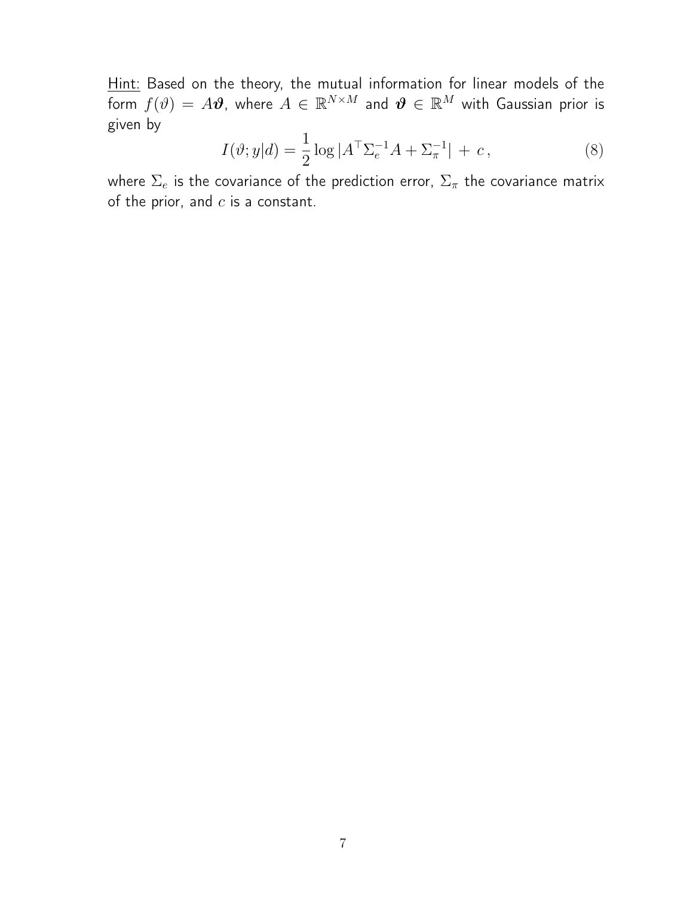<u>Hint:</u> Based on the theory, the mutual information for linear models of the form $f(\vartheta) = A\boldsymbol{\vartheta}$, where $A \in \mathbb{R}^{N \times M}$ and $\boldsymbol{\vartheta} \in \mathbb{R}^{M}$ with Gaussian prior is given by

$$I(\vartheta; y|d) = \frac{1}{2} \log |A^{\top} \Sigma_e^{-1} A + \Sigma_\pi^{-1}| \, + \, c \,, \tag{8}$$

where $\Sigma_e$ is the covariance of the prediction error, $\Sigma_\pi$ the covariance matrix of the prior, and $c$ is a constant.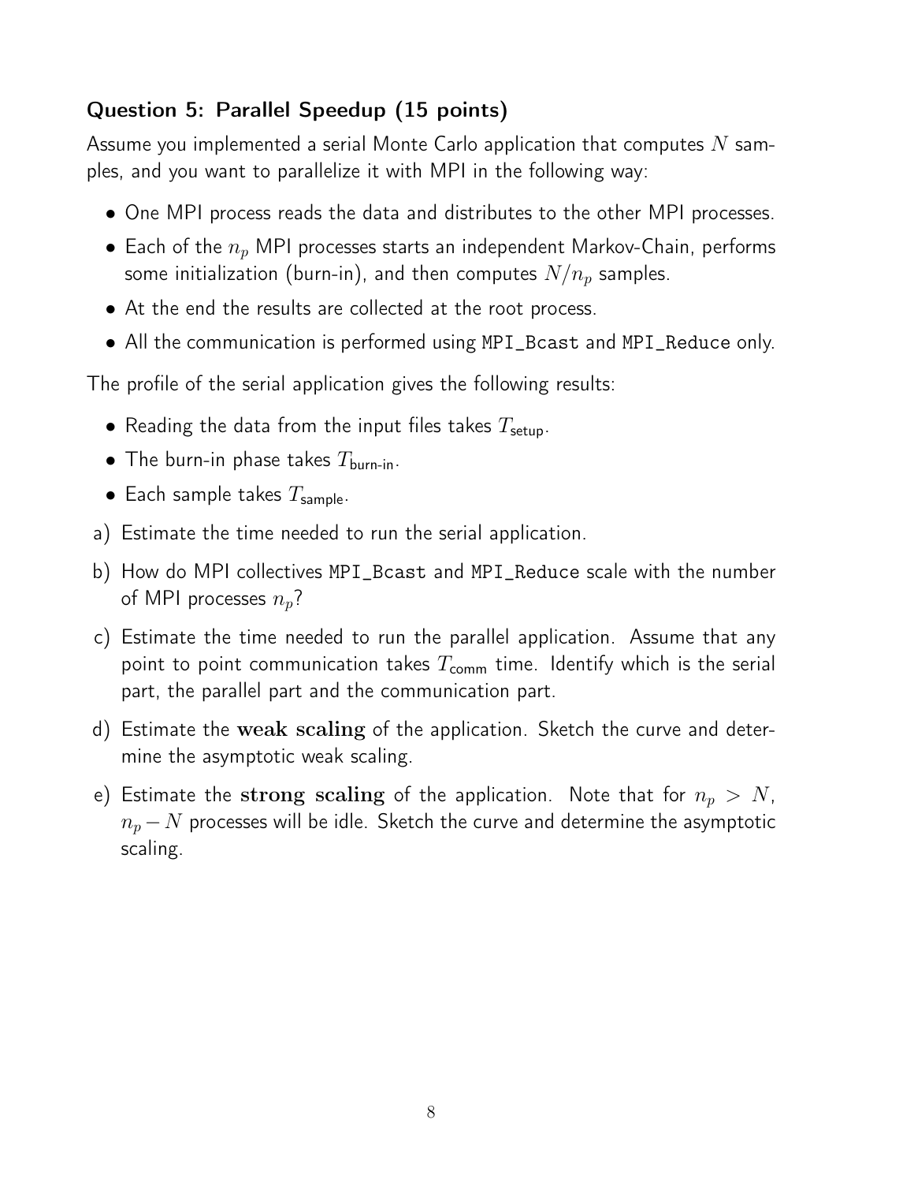## Question 5: Parallel Speedup (15 points)

Assume you implemented a serial Monte Carlo application that computes $N$ samples, and you want to parallelize it with MPI in the following way:

- One MPI process reads the data and distributes to the other MPI processes.
- Each of the $n_p$ MPI processes starts an independent Markov-Chain, performs some initialization (burn-in), and then computes $N/n_p$ samples.
- At the end the results are collected at the root process.
- All the communication is performed using `MPI_Bcast` and `MPI_Reduce` only.

The profile of the serial application gives the following results:

- Reading the data from the input files takes $T_{\text{setup}}$.
- The burn-in phase takes $T_{\text{burn-in}}$.
- Each sample takes $T_{\text{sample}}$.

a) Estimate the time needed to run the serial application.

b) How do MPI collectives `MPI_Bcast` and `MPI_Reduce` scale with the number of MPI processes $n_p$?

c) Estimate the time needed to run the parallel application. Assume that any point to point communication takes $T_{\text{comm}}$ time. Identify which is the serial part, the parallel part and the communication part.

d) Estimate the **weak scaling** of the application. Sketch the curve and determine the asymptotic weak scaling.

e) Estimate the **strong scaling** of the application. Note that for $n_p > N$, $n_p - N$ processes will be idle. Sketch the curve and determine the asymptotic scaling.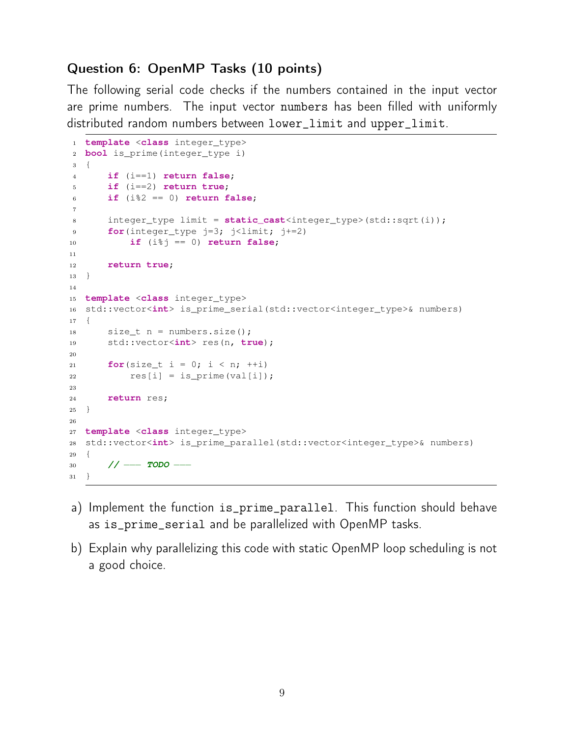### Question 6: OpenMP Tasks (10 points)

The following serial code checks if the numbers contained in the input vector are prime numbers. The input vector `numbers` has been filled with uniformly distributed random numbers between `lower_limit` and `upper_limit`.

```
template <class integer_type>
bool is_prime(integer_type i)
{
    if (i==1) return false;
    if (i==2) return true;
    if (i%2 == 0) return false;

    integer_type limit = static_cast<integer_type>(std::sqrt(i));
    for(integer_type j=3; j<limit; j+=2)
        if (i%j == 0) return false;

    return true;
}

template <class integer_type>
std::vector<int> is_prime_serial(std::vector<integer_type>& numbers)
{
    size_t n = numbers.size();
    std::vector<int> res(n, true);

    for(size_t i = 0; i < n; ++i)
        res[i] = is_prime(val[i]);

    return res;
}

template <class integer_type>
std::vector<int> is_prime_parallel(std::vector<integer_type>& numbers)
{
    // --- TODO ---
}
```

a) Implement the function `is_prime_parallel`. This function should behave as `is_prime_serial` and be parallelized with OpenMP tasks.

b) Explain why parallelizing this code with static OpenMP loop scheduling is not a good choice.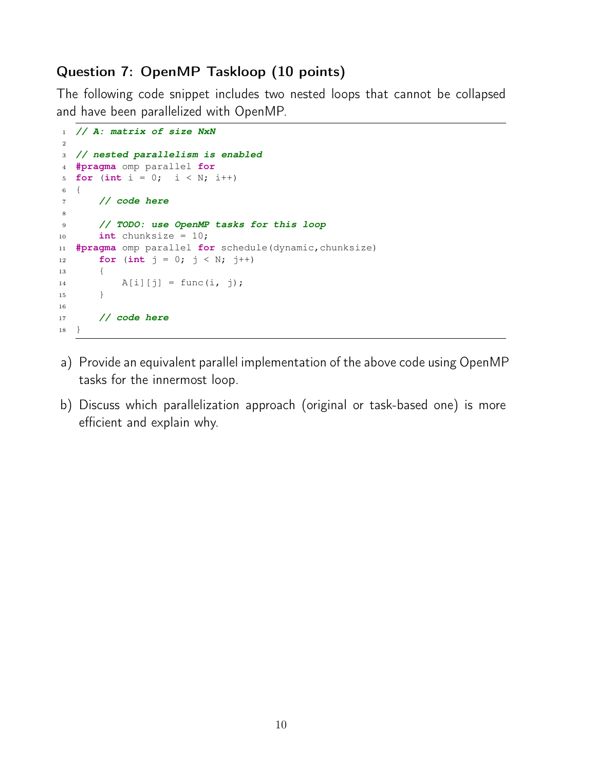### Question 7: OpenMP Taskloop (10 points)

The following code snippet includes two nested loops that cannot be collapsed and have been parallelized with OpenMP.

```
// A: matrix of size NxN

// nested parallelism is enabled
#pragma omp parallel for
for (int i = 0;  i < N; i++)
{
    // code here

    // TODO: use OpenMP tasks for this loop
    int chunksize = 10;
#pragma omp parallel for schedule(dynamic,chunksize)
    for (int j = 0; j < N; j++)
    {
        A[i][j] = func(i, j);
    }

    // code here
}
```

a) Provide an equivalent parallel implementation of the above code using OpenMP tasks for the innermost loop.

b) Discuss which parallelization approach (original or task-based one) is more efficient and explain why.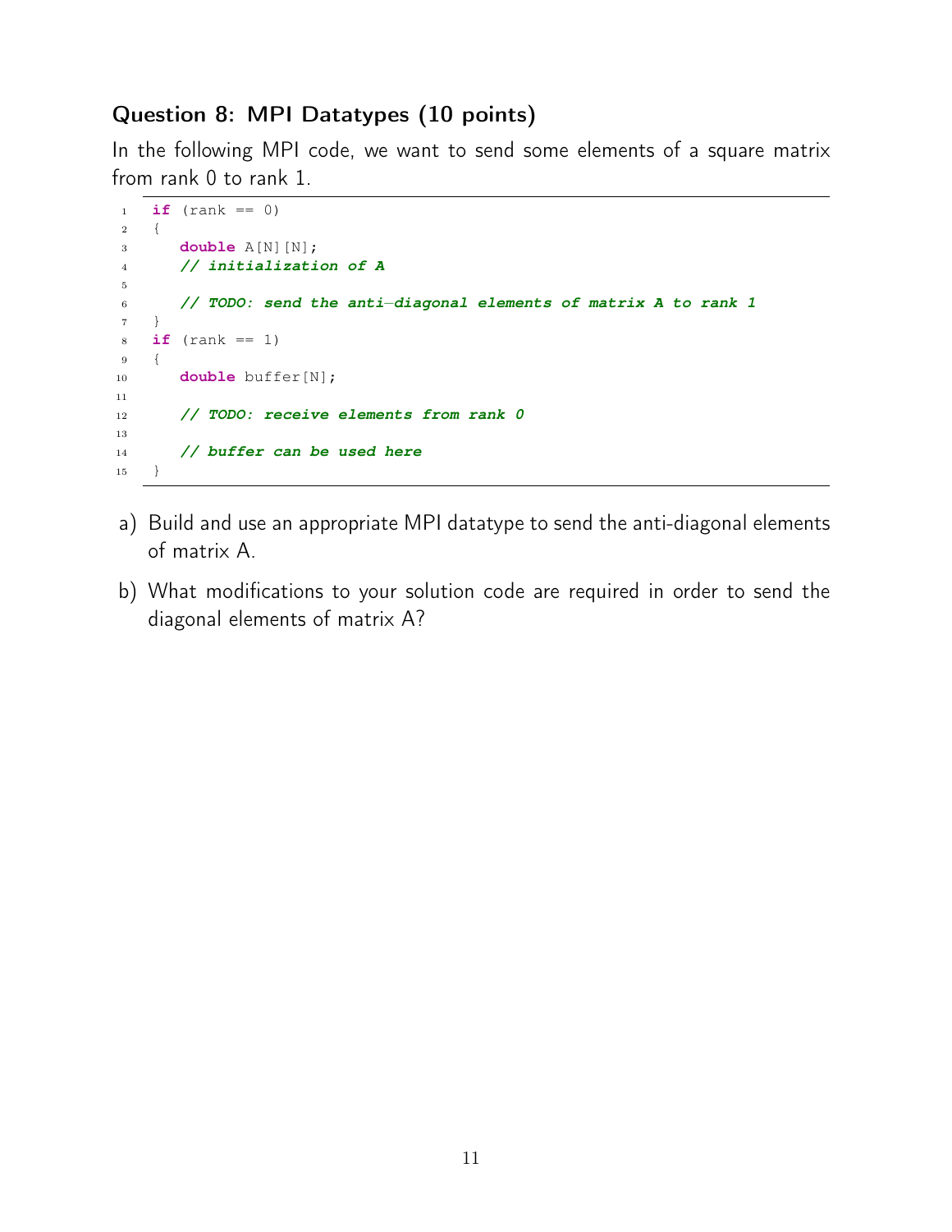### Question 8: MPI Datatypes (10 points)

In the following MPI code, we want to send some elements of a square matrix from rank 0 to rank 1.

```
if (rank == 0)
{
   double A[N][N];
   // initialization of A

   // TODO: send the anti-diagonal elements of matrix A to rank 1
}
if (rank == 1)
{
   double buffer[N];

   // TODO: receive elements from rank 0

   // buffer can be used here
}
```

a) Build and use an appropriate MPI datatype to send the anti-diagonal elements of matrix A.

b) What modifications to your solution code are required in order to send the diagonal elements of matrix A?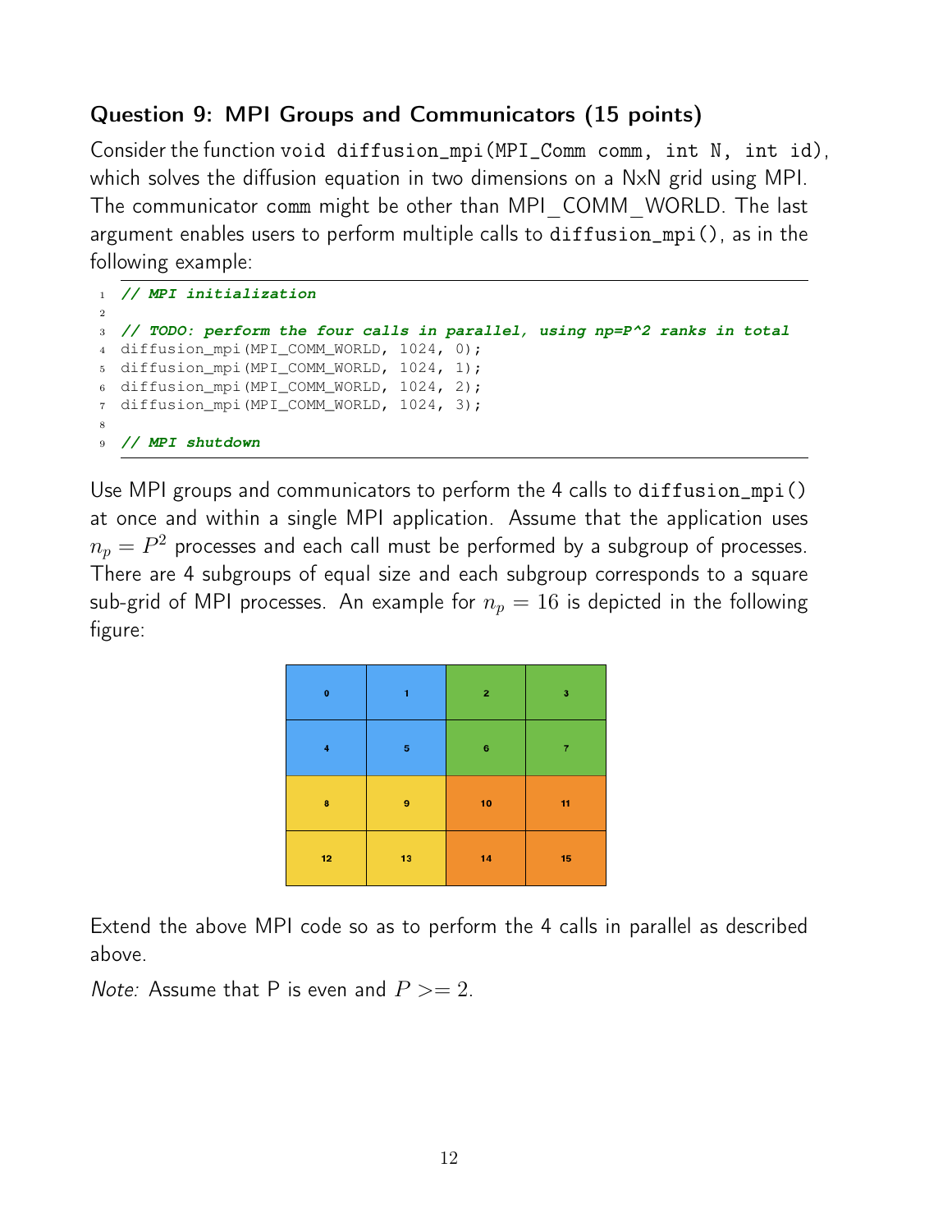## Question 9: MPI Groups and Communicators (15 points)

Consider the function `void diffusion_mpi(MPI_Comm comm, int N, int id)`, which solves the diffusion equation in two dimensions on a NxN grid using MPI. The communicator `comm` might be other than MPI_COMM_WORLD. The last argument enables users to perform multiple calls to `diffusion_mpi()`, as in the following example:

```
1  // MPI initialization
2
3  // TODO: perform the four calls in parallel, using np=P^2 ranks in total
4  diffusion_mpi(MPI_COMM_WORLD, 1024, 0);
5  diffusion_mpi(MPI_COMM_WORLD, 1024, 1);
6  diffusion_mpi(MPI_COMM_WORLD, 1024, 2);
7  diffusion_mpi(MPI_COMM_WORLD, 1024, 3);
8
9  // MPI shutdown
```

Use MPI groups and communicators to perform the 4 calls to `diffusion_mpi()` at once and within a single MPI application. Assume that the application uses $n_p = P^2$ processes and each call must be performed by a subgroup of processes. There are 4 subgroups of equal size and each subgroup corresponds to a square sub-grid of MPI processes. An example for $n_p = 16$ is depicted in the following figure:

| | | | |
|---|---|---|---|
| 0 | 1 | 2 | 3 |
| 4 | 5 | 6 | 7 |
| 8 | 9 | 10 | 11 |
| 12 | 13 | 14 | 15 |

Extend the above MPI code so as to perform the 4 calls in parallel as described above.

*Note:* Assume that P is even and $P >= 2$.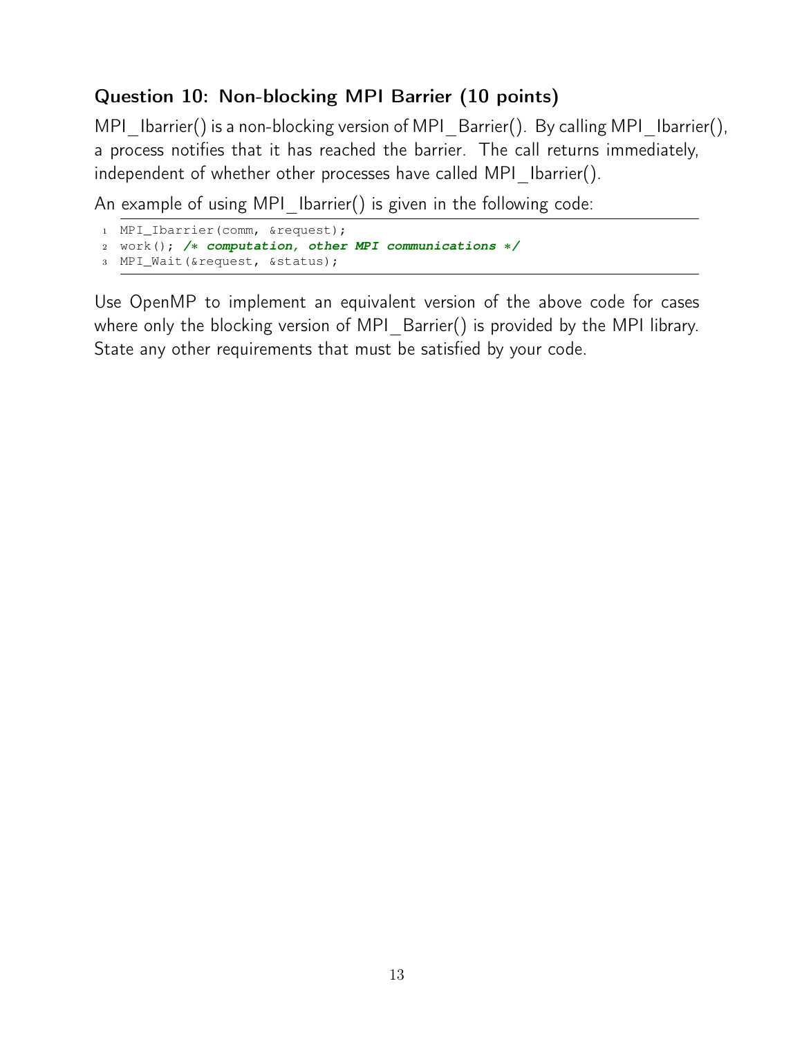### Question 10: Non-blocking MPI Barrier (10 points)

MPI_Ibarrier() is a non-blocking version of MPI_Barrier(). By calling MPI_Ibarrier(), a process notifies that it has reached the barrier. The call returns immediately, independent of whether other processes have called MPI_Ibarrier().

An example of using MPI_Ibarrier() is given in the following code:

```
MPI_Ibarrier(comm, &request);
work(); /* computation, other MPI communications */
MPI_Wait(&request, &status);
```

Use OpenMP to implement an equivalent version of the above code for cases where only the blocking version of MPI_Barrier() is provided by the MPI library. State any other requirements that must be satisfied by your code.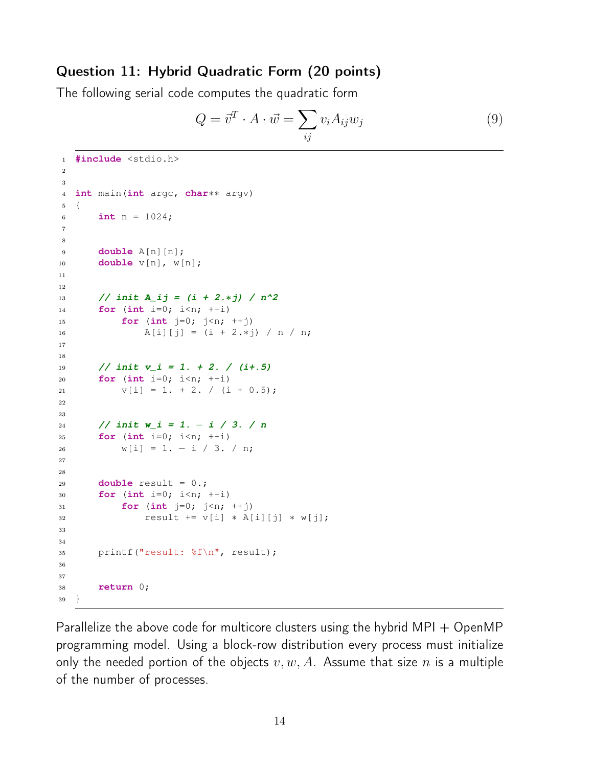## Question 11: Hybrid Quadratic Form (20 points)

The following serial code computes the quadratic form

$$Q = \vec{v}^T \cdot A \cdot \vec{w} = \sum_{ij} v_i A_{ij} w_j \tag{9}$$

```c
#include <stdio.h>


int main(int argc, char** argv)
{
    int n = 1024;


    double A[n][n];
    double v[n], w[n];


    // init A_ij = (i + 2.*j) / n^2
    for (int i=0; i<n; ++i)
        for (int j=0; j<n; ++j)
            A[i][j] = (i + 2.*j) / n / n;


    // init v_i = 1. + 2. / (i+.5)
    for (int i=0; i<n; ++i)
        v[i] = 1. + 2. / (i + 0.5);


    // init w_i = 1. - i / 3. / n
    for (int i=0; i<n; ++i)
        w[i] = 1. - i / 3. / n;


    double result = 0.;
    for (int i=0; i<n; ++i)
        for (int j=0; j<n; ++j)
            result += v[i] * A[i][j] * w[j];


    printf("result: %f\n", result);


    return 0;
}
```

Parallelize the above code for multicore clusters using the hybrid MPI + OpenMP programming model. Using a block-row distribution every process must initialize only the needed portion of the objects $v, w, A$. Assume that size $n$ is a multiple of the number of processes.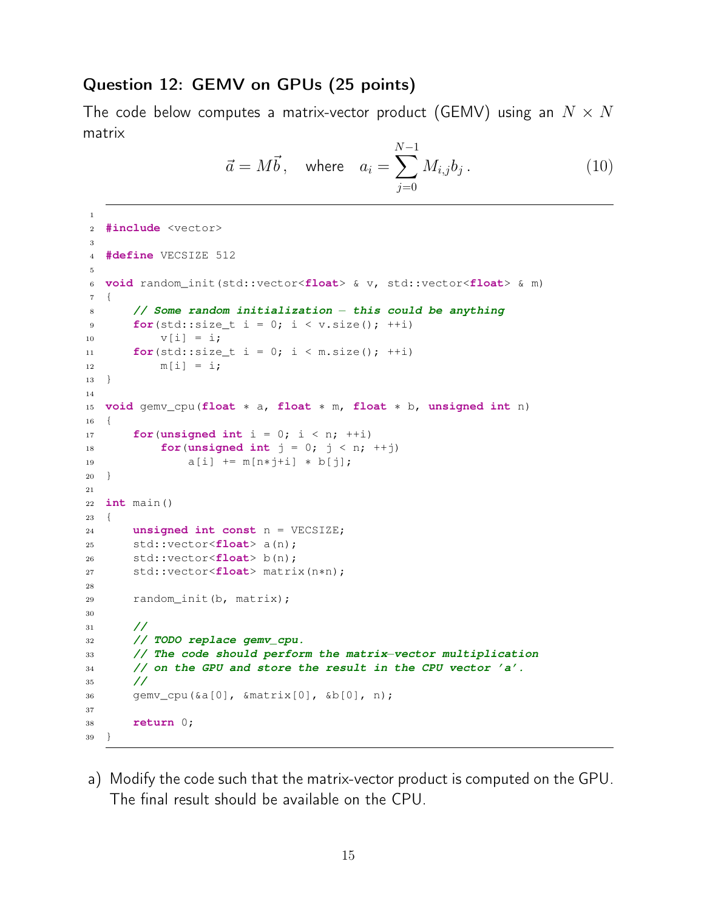### Question 12: GEMV on GPUs (25 points)

The code below computes a matrix-vector product (GEMV) using an $N \times N$ matrix

$$\vec{a} = M\vec{b}, \quad \text{where} \quad a_i = \sum_{j=0}^{N-1} M_{i,j} b_j \,. \tag{10}$$

```
1
2  #include <vector>
3
4  #define VECSIZE 512
5
6  void random_init(std::vector<float> & v, std::vector<float> & m)
7  {
8      // Some random initialization - this could be anything
9      for(std::size_t i = 0; i < v.size(); ++i)
10         v[i] = i;
11     for(std::size_t i = 0; i < m.size(); ++i)
12         m[i] = i;
13 }
14
15 void gemv_cpu(float * a, float * m, float * b, unsigned int n)
16 {
17     for(unsigned int i = 0; i < n; ++i)
18         for(unsigned int j = 0; j < n; ++j)
19             a[i] += m[n*j+i] * b[j];
20 }
21
22 int main()
23 {
24     unsigned int const n = VECSIZE;
25     std::vector<float> a(n);
26     std::vector<float> b(n);
27     std::vector<float> matrix(n*n);
28
29     random_init(b, matrix);
30
31     //
32     // TODO replace gemv_cpu.
33     // The code should perform the matrix-vector multiplication
34     // on the GPU and store the result in the CPU vector 'a'.
35     //
36     gemv_cpu(&a[0], &matrix[0], &b[0], n);
37
38     return 0;
39 }
```

a) Modify the code such that the matrix-vector product is computed on the GPU. The final result should be available on the CPU.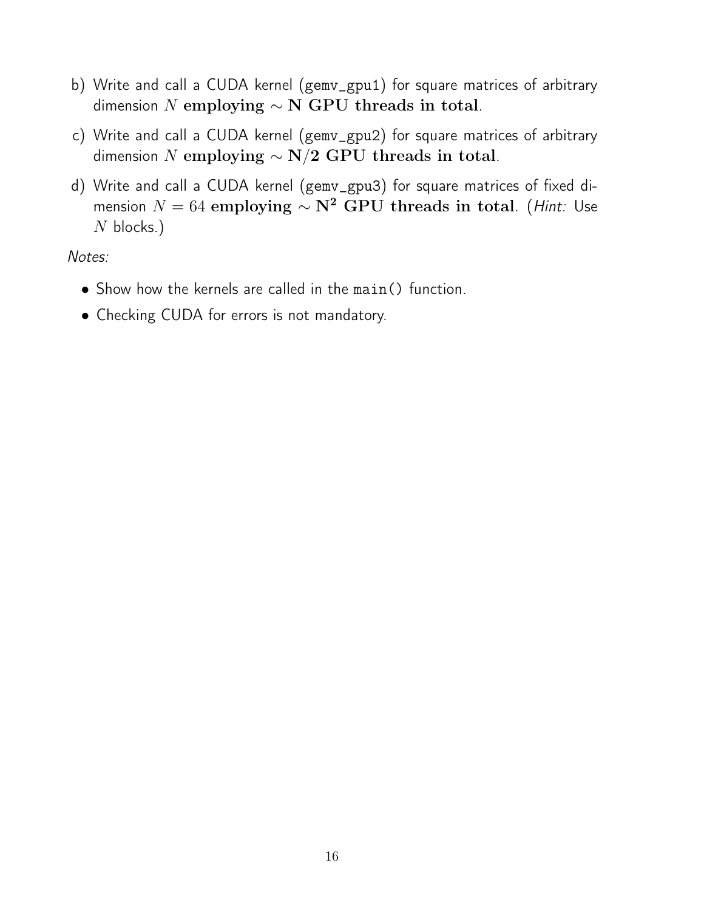b) Write and call a CUDA kernel (`gemv_gpu1`) for square matrices of arbitrary dimension $N$ **employing $\sim$ N GPU threads in total**.

c) Write and call a CUDA kernel (`gemv_gpu2`) for square matrices of arbitrary dimension $N$ **employing $\sim$ N/2 GPU threads in total**.

d) Write and call a CUDA kernel (`gemv_gpu3`) for square matrices of fixed dimension $N = 64$ **employing $\sim \mathbf{N^2}$ GPU threads in total**. (*Hint:* Use $N$ blocks.)

*Notes:*

- Show how the kernels are called in the `main()` function.
- Checking CUDA for errors is not mandatory.